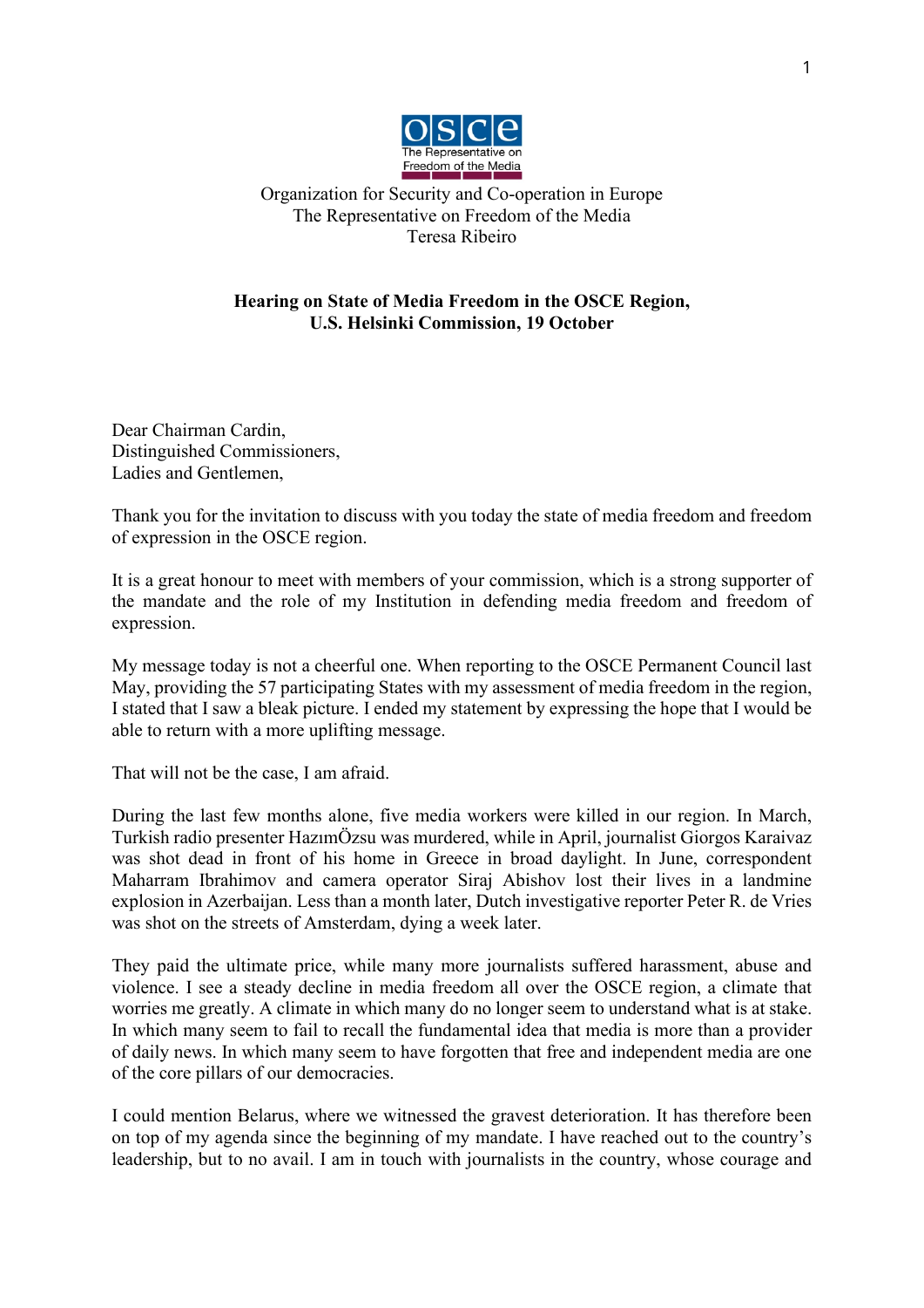Organization for Security and Co-operation in Europe
The Representative on Freedom of the Media
Teresa Ribeiro

**Hearing on State of Media Freedom in the OSCE Region,**
**U.S. Helsinki Commission, 19 October**

Dear Chairman Cardin,
Distinguished Commissioners,
Ladies and Gentlemen,

Thank you for the invitation to discuss with you today the state of media freedom and freedom of expression in the OSCE region.

It is a great honour to meet with members of your commission, which is a strong supporter of the mandate and the role of my Institution in defending media freedom and freedom of expression.

My message today is not a cheerful one. When reporting to the OSCE Permanent Council last May, providing the 57 participating States with my assessment of media freedom in the region, I stated that I saw a bleak picture. I ended my statement by expressing the hope that I would be able to return with a more uplifting message.

That will not be the case, I am afraid.

During the last few months alone, five media workers were killed in our region. In March, Turkish radio presenter HazımÖzsu was murdered, while in April, journalist Giorgos Karaivaz was shot dead in front of his home in Greece in broad daylight. In June, correspondent Maharram Ibrahimov and camera operator Siraj Abishov lost their lives in a landmine explosion in Azerbaijan. Less than a month later, Dutch investigative reporter Peter R. de Vries was shot on the streets of Amsterdam, dying a week later.

They paid the ultimate price, while many more journalists suffered harassment, abuse and violence. I see a steady decline in media freedom all over the OSCE region, a climate that worries me greatly. A climate in which many do no longer seem to understand what is at stake. In which many seem to fail to recall the fundamental idea that media is more than a provider of daily news. In which many seem to have forgotten that free and independent media are one of the core pillars of our democracies.

I could mention Belarus, where we witnessed the gravest deterioration. It has therefore been on top of my agenda since the beginning of my mandate. I have reached out to the country's leadership, but to no avail. I am in touch with journalists in the country, whose courage and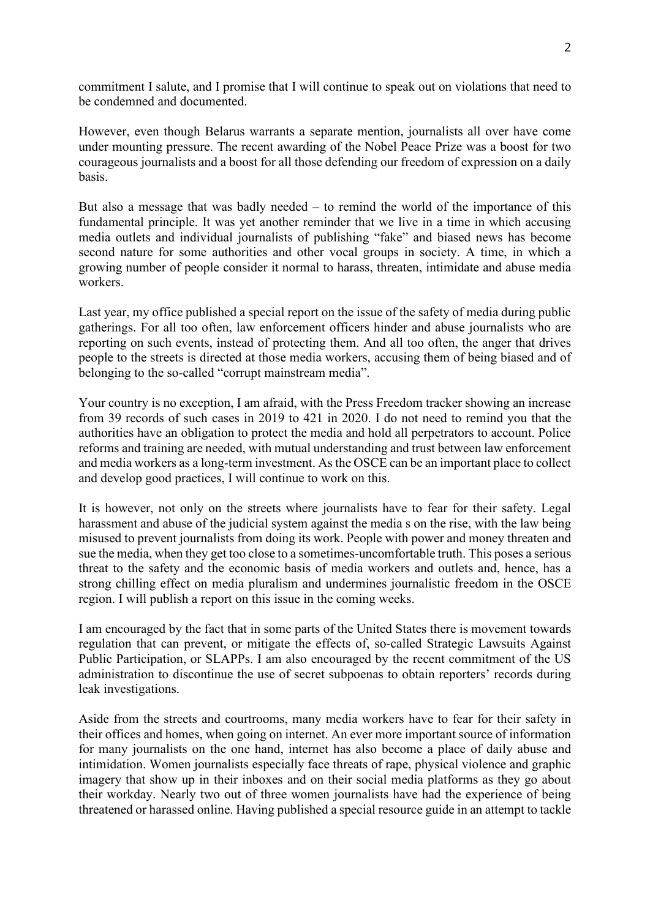commitment I salute, and I promise that I will continue to speak out on violations that need to be condemned and documented.

However, even though Belarus warrants a separate mention, journalists all over have come under mounting pressure. The recent awarding of the Nobel Peace Prize was a boost for two courageous journalists and a boost for all those defending our freedom of expression on a daily basis.

But also a message that was badly needed – to remind the world of the importance of this fundamental principle. It was yet another reminder that we live in a time in which accusing media outlets and individual journalists of publishing "fake" and biased news has become second nature for some authorities and other vocal groups in society. A time, in which a growing number of people consider it normal to harass, threaten, intimidate and abuse media workers.

Last year, my office published a special report on the issue of the safety of media during public gatherings. For all too often, law enforcement officers hinder and abuse journalists who are reporting on such events, instead of protecting them. And all too often, the anger that drives people to the streets is directed at those media workers, accusing them of being biased and of belonging to the so-called "corrupt mainstream media".

Your country is no exception, I am afraid, with the Press Freedom tracker showing an increase from 39 records of such cases in 2019 to 421 in 2020. I do not need to remind you that the authorities have an obligation to protect the media and hold all perpetrators to account. Police reforms and training are needed, with mutual understanding and trust between law enforcement and media workers as a long-term investment. As the OSCE can be an important place to collect and develop good practices, I will continue to work on this.

It is however, not only on the streets where journalists have to fear for their safety. Legal harassment and abuse of the judicial system against the media s on the rise, with the law being misused to prevent journalists from doing its work. People with power and money threaten and sue the media, when they get too close to a sometimes-uncomfortable truth. This poses a serious threat to the safety and the economic basis of media workers and outlets and, hence, has a strong chilling effect on media pluralism and undermines journalistic freedom in the OSCE region. I will publish a report on this issue in the coming weeks.

I am encouraged by the fact that in some parts of the United States there is movement towards regulation that can prevent, or mitigate the effects of, so-called Strategic Lawsuits Against Public Participation, or SLAPPs. I am also encouraged by the recent commitment of the US administration to discontinue the use of secret subpoenas to obtain reporters' records during leak investigations.

Aside from the streets and courtrooms, many media workers have to fear for their safety in their offices and homes, when going on internet. An ever more important source of information for many journalists on the one hand, internet has also become a place of daily abuse and intimidation. Women journalists especially face threats of rape, physical violence and graphic imagery that show up in their inboxes and on their social media platforms as they go about their workday. Nearly two out of three women journalists have had the experience of being threatened or harassed online. Having published a special resource guide in an attempt to tackle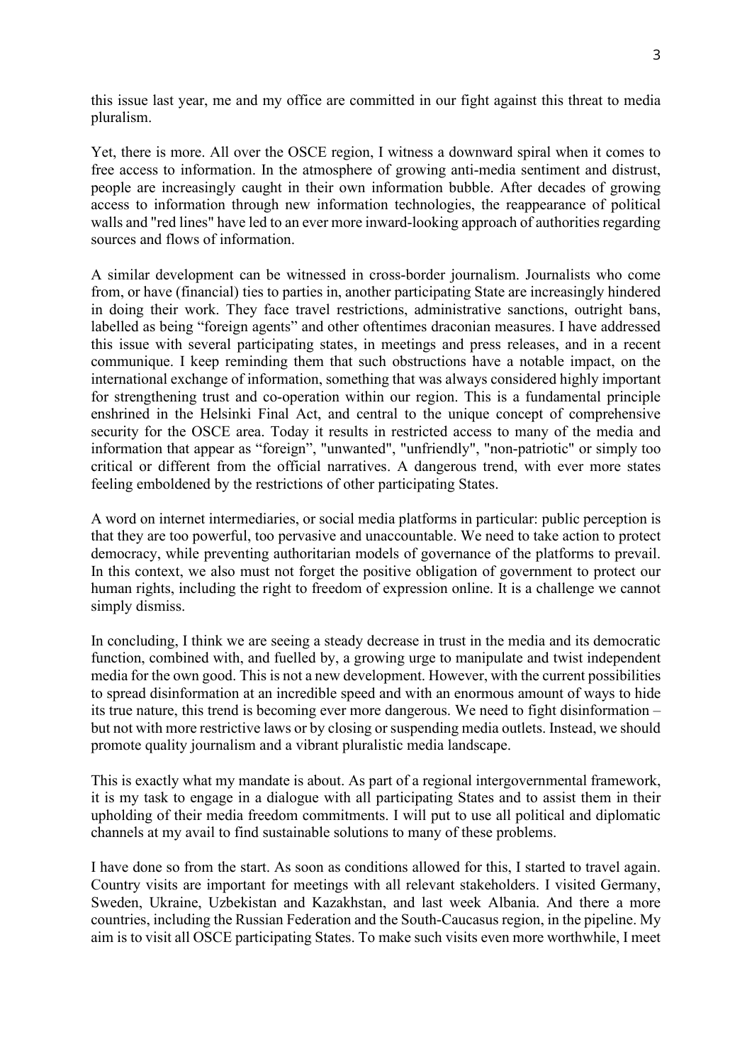this issue last year, me and my office are committed in our fight against this threat to media pluralism.

Yet, there is more. All over the OSCE region, I witness a downward spiral when it comes to free access to information. In the atmosphere of growing anti-media sentiment and distrust, people are increasingly caught in their own information bubble. After decades of growing access to information through new information technologies, the reappearance of political walls and "red lines" have led to an ever more inward-looking approach of authorities regarding sources and flows of information.

A similar development can be witnessed in cross-border journalism. Journalists who come from, or have (financial) ties to parties in, another participating State are increasingly hindered in doing their work. They face travel restrictions, administrative sanctions, outright bans, labelled as being "foreign agents" and other oftentimes draconian measures. I have addressed this issue with several participating states, in meetings and press releases, and in a recent communique. I keep reminding them that such obstructions have a notable impact, on the international exchange of information, something that was always considered highly important for strengthening trust and co-operation within our region. This is a fundamental principle enshrined in the Helsinki Final Act, and central to the unique concept of comprehensive security for the OSCE area. Today it results in restricted access to many of the media and information that appear as "foreign", "unwanted", "unfriendly", "non-patriotic" or simply too critical or different from the official narratives. A dangerous trend, with ever more states feeling emboldened by the restrictions of other participating States.

A word on internet intermediaries, or social media platforms in particular: public perception is that they are too powerful, too pervasive and unaccountable. We need to take action to protect democracy, while preventing authoritarian models of governance of the platforms to prevail. In this context, we also must not forget the positive obligation of government to protect our human rights, including the right to freedom of expression online. It is a challenge we cannot simply dismiss.

In concluding, I think we are seeing a steady decrease in trust in the media and its democratic function, combined with, and fuelled by, a growing urge to manipulate and twist independent media for the own good. This is not a new development. However, with the current possibilities to spread disinformation at an incredible speed and with an enormous amount of ways to hide its true nature, this trend is becoming ever more dangerous. We need to fight disinformation – but not with more restrictive laws or by closing or suspending media outlets. Instead, we should promote quality journalism and a vibrant pluralistic media landscape.

This is exactly what my mandate is about. As part of a regional intergovernmental framework, it is my task to engage in a dialogue with all participating States and to assist them in their upholding of their media freedom commitments. I will put to use all political and diplomatic channels at my avail to find sustainable solutions to many of these problems.

I have done so from the start. As soon as conditions allowed for this, I started to travel again. Country visits are important for meetings with all relevant stakeholders. I visited Germany, Sweden, Ukraine, Uzbekistan and Kazakhstan, and last week Albania. And there a more countries, including the Russian Federation and the South-Caucasus region, in the pipeline. My aim is to visit all OSCE participating States. To make such visits even more worthwhile, I meet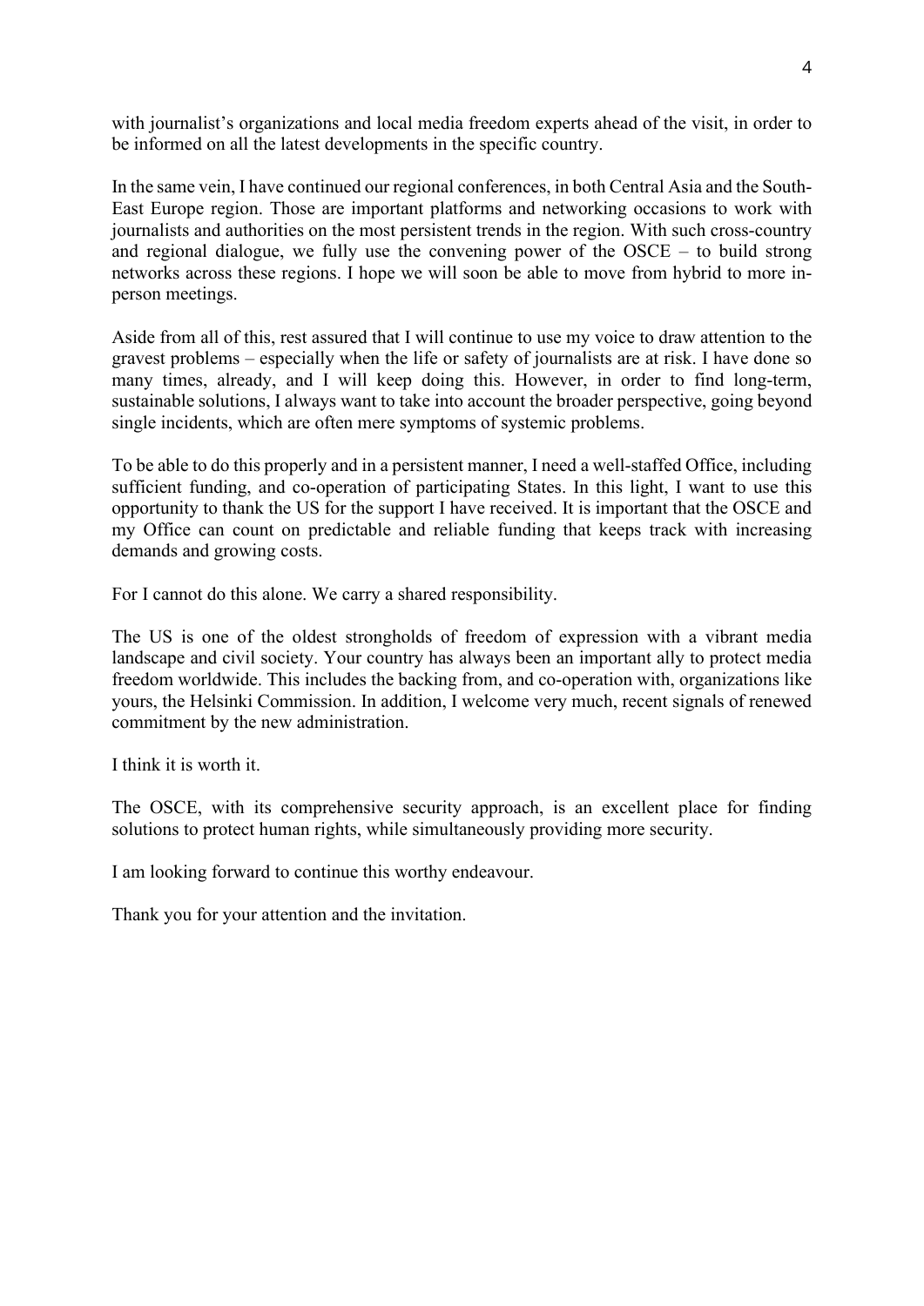with journalist's organizations and local media freedom experts ahead of the visit, in order to be informed on all the latest developments in the specific country.

In the same vein, I have continued our regional conferences, in both Central Asia and the South-East Europe region. Those are important platforms and networking occasions to work with journalists and authorities on the most persistent trends in the region. With such cross-country and regional dialogue, we fully use the convening power of the OSCE – to build strong networks across these regions. I hope we will soon be able to move from hybrid to more in-person meetings.

Aside from all of this, rest assured that I will continue to use my voice to draw attention to the gravest problems – especially when the life or safety of journalists are at risk. I have done so many times, already, and I will keep doing this. However, in order to find long-term, sustainable solutions, I always want to take into account the broader perspective, going beyond single incidents, which are often mere symptoms of systemic problems.

To be able to do this properly and in a persistent manner, I need a well-staffed Office, including sufficient funding, and co-operation of participating States. In this light, I want to use this opportunity to thank the US for the support I have received. It is important that the OSCE and my Office can count on predictable and reliable funding that keeps track with increasing demands and growing costs.

For I cannot do this alone. We carry a shared responsibility.

The US is one of the oldest strongholds of freedom of expression with a vibrant media landscape and civil society. Your country has always been an important ally to protect media freedom worldwide. This includes the backing from, and co-operation with, organizations like yours, the Helsinki Commission. In addition, I welcome very much, recent signals of renewed commitment by the new administration.

I think it is worth it.

The OSCE, with its comprehensive security approach, is an excellent place for finding solutions to protect human rights, while simultaneously providing more security.

I am looking forward to continue this worthy endeavour.

Thank you for your attention and the invitation.